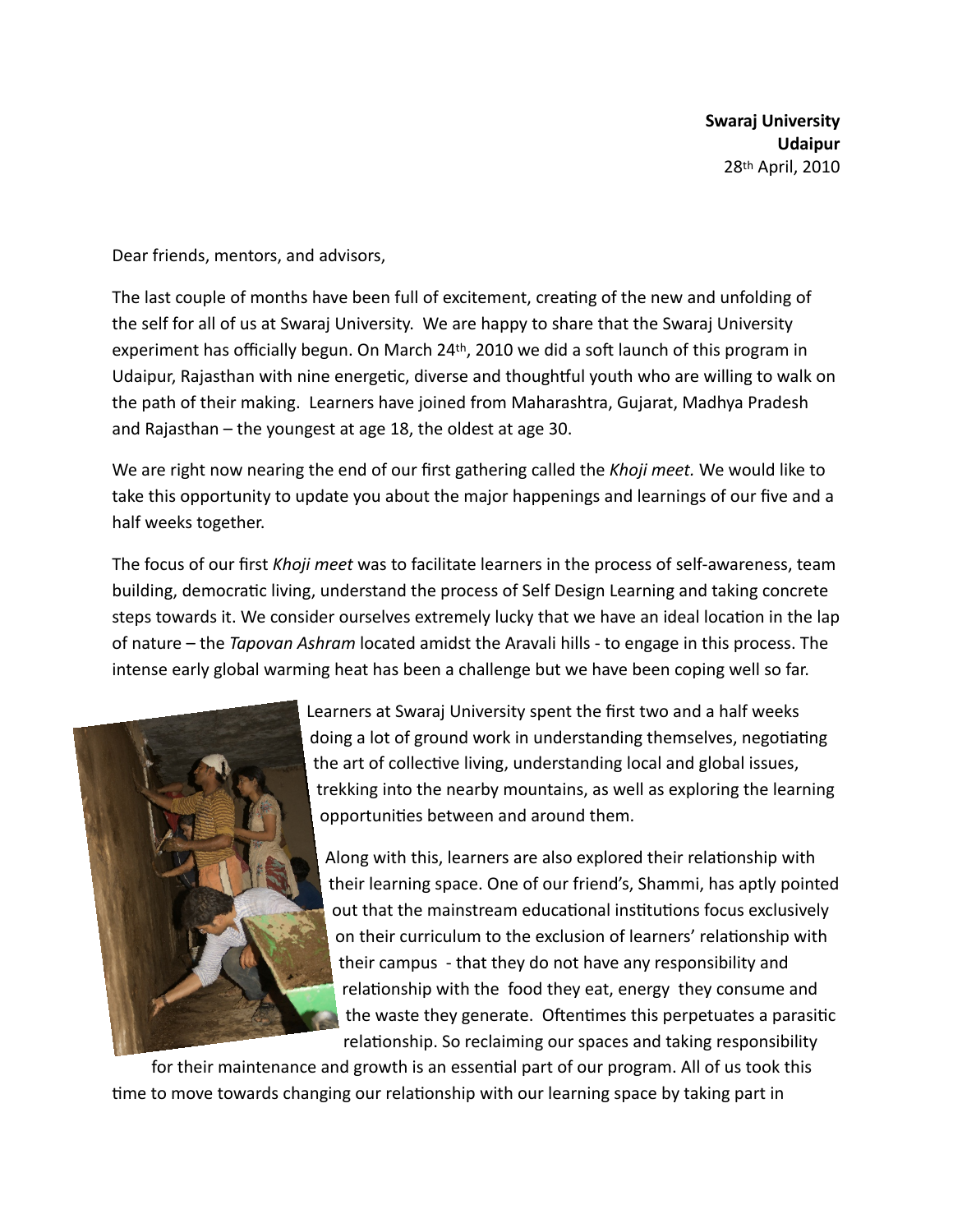**Swaraj University**
**Udaipur**
28th April, 2010

Dear friends, mentors, and advisors,

The last couple of months have been full of excitement, creating of the new and unfolding of the self for all of us at Swaraj University. We are happy to share that the Swaraj University experiment has officially begun. On March 24th, 2010 we did a soft launch of this program in Udaipur, Rajasthan with nine energetic, diverse and thoughtful youth who are willing to walk on the path of their making. Learners have joined from Maharashtra, Gujarat, Madhya Pradesh and Rajasthan – the youngest at age 18, the oldest at age 30.

We are right now nearing the end of our first gathering called the *Khoji meet.* We would like to take this opportunity to update you about the major happenings and learnings of our five and a half weeks together.

The focus of our first *Khoji meet* was to facilitate learners in the process of self-awareness, team building, democratic living, understand the process of Self Design Learning and taking concrete steps towards it. We consider ourselves extremely lucky that we have an ideal location in the lap of nature – the *Tapovan Ashram* located amidst the Aravali hills - to engage in this process. The intense early global warming heat has been a challenge but we have been coping well so far.

Learners at Swaraj University spent the first two and a half weeks doing a lot of ground work in understanding themselves, negotiating the art of collective living, understanding local and global issues, trekking into the nearby mountains, as well as exploring the learning opportunities between and around them.

Along with this, learners are also explored their relationship with their learning space. One of our friend's, Shammi, has aptly pointed out that the mainstream educational institutions focus exclusively on their curriculum to the exclusion of learners' relationship with their campus - that they do not have any responsibility and relationship with the food they eat, energy they consume and the waste they generate. Oftentimes this perpetuates a parasitic relationship. So reclaiming our spaces and taking responsibility for their maintenance and growth is an essential part of our program. All of us took this time to move towards changing our relationship with our learning space by taking part in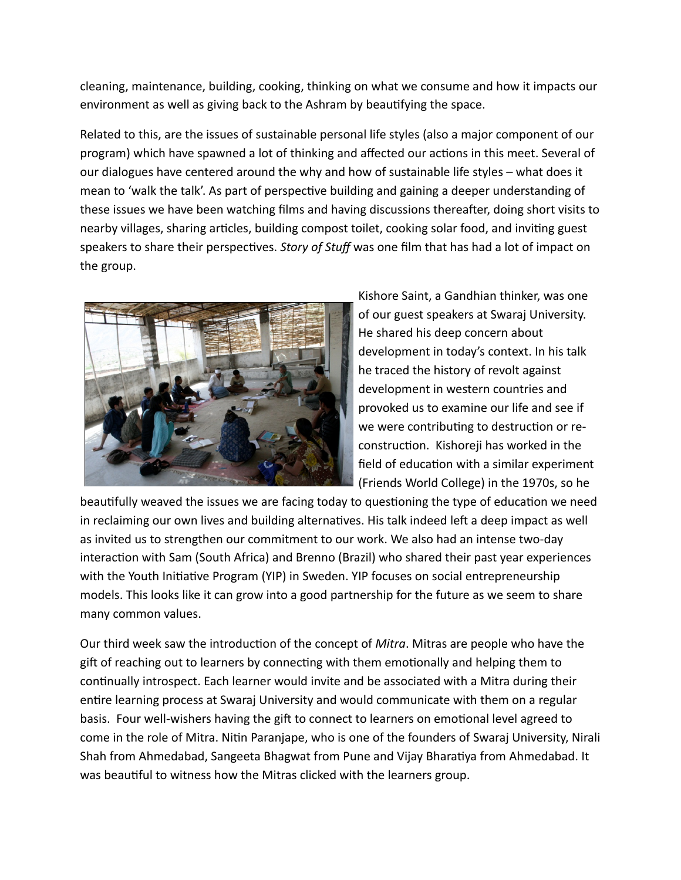cleaning, maintenance, building, cooking, thinking on what we consume and how it impacts our environment as well as giving back to the Ashram by beautifying the space.

Related to this, are the issues of sustainable personal life styles (also a major component of our program) which have spawned a lot of thinking and affected our actions in this meet. Several of our dialogues have centered around the why and how of sustainable life styles – what does it mean to 'walk the talk'. As part of perspective building and gaining a deeper understanding of these issues we have been watching films and having discussions thereafter, doing short visits to nearby villages, sharing articles, building compost toilet, cooking solar food, and inviting guest speakers to share their perspectives. *Story of Stuff* was one film that has had a lot of impact on the group.

Kishore Saint, a Gandhian thinker, was one of our guest speakers at Swaraj University. He shared his deep concern about development in today's context. In his talk he traced the history of revolt against development in western countries and provoked us to examine our life and see if we were contributing to destruction or re-construction. Kishoreji has worked in the field of education with a similar experiment (Friends World College) in the 1970s, so he beautifully weaved the issues we are facing today to questioning the type of education we need in reclaiming our own lives and building alternatives. His talk indeed left a deep impact as well as invited us to strengthen our commitment to our work. We also had an intense two-day interaction with Sam (South Africa) and Brenno (Brazil) who shared their past year experiences with the Youth Initiative Program (YIP) in Sweden. YIP focuses on social entrepreneurship models. This looks like it can grow into a good partnership for the future as we seem to share many common values.

Our third week saw the introduction of the concept of *Mitra*. Mitras are people who have the gift of reaching out to learners by connecting with them emotionally and helping them to continually introspect. Each learner would invite and be associated with a Mitra during their entire learning process at Swaraj University and would communicate with them on a regular basis. Four well-wishers having the gift to connect to learners on emotional level agreed to come in the role of Mitra. Nitin Paranjape, who is one of the founders of Swaraj University, Nirali Shah from Ahmedabad, Sangeeta Bhagwat from Pune and Vijay Bharatiya from Ahmedabad. It was beautiful to witness how the Mitras clicked with the learners group.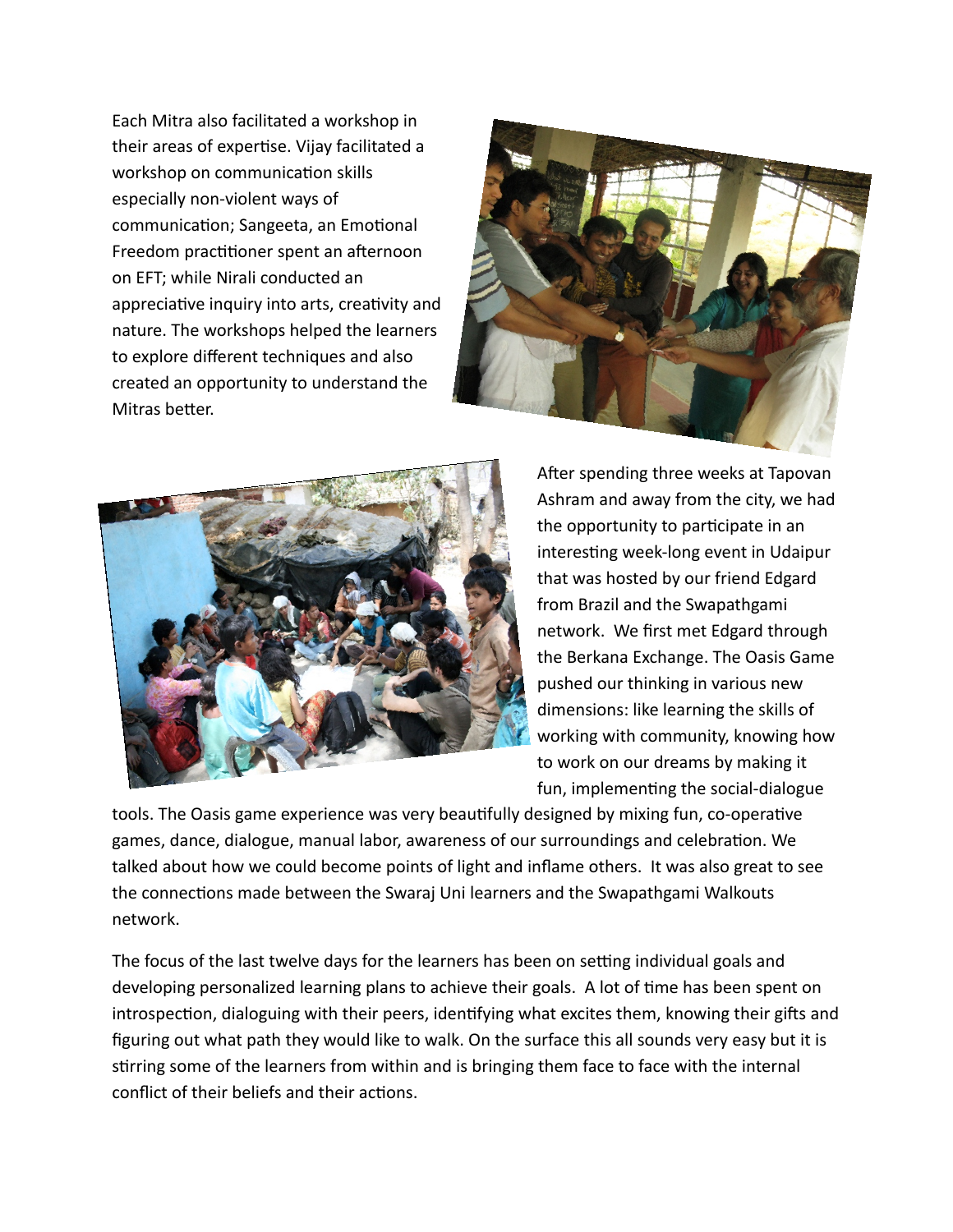Each Mitra also facilitated a workshop in their areas of expertise. Vijay facilitated a workshop on communication skills especially non-violent ways of communication; Sangeeta, an Emotional Freedom practitioner spent an afternoon on EFT; while Nirali conducted an appreciative inquiry into arts, creativity and nature. The workshops helped the learners to explore different techniques and also created an opportunity to understand the Mitras better.

After spending three weeks at Tapovan Ashram and away from the city, we had the opportunity to participate in an interesting week-long event in Udaipur that was hosted by our friend Edgard from Brazil and the Swapathgami network. We first met Edgard through the Berkana Exchange. The Oasis Game pushed our thinking in various new dimensions: like learning the skills of working with community, knowing how to work on our dreams by making it fun, implementing the social-dialogue tools. The Oasis game experience was very beautifully designed by mixing fun, co-operative games, dance, dialogue, manual labor, awareness of our surroundings and celebration. We talked about how we could become points of light and inflame others. It was also great to see the connections made between the Swaraj Uni learners and the Swapathgami Walkouts network.

The focus of the last twelve days for the learners has been on setting individual goals and developing personalized learning plans to achieve their goals. A lot of time has been spent on introspection, dialoguing with their peers, identifying what excites them, knowing their gifts and figuring out what path they would like to walk. On the surface this all sounds very easy but it is stirring some of the learners from within and is bringing them face to face with the internal conflict of their beliefs and their actions.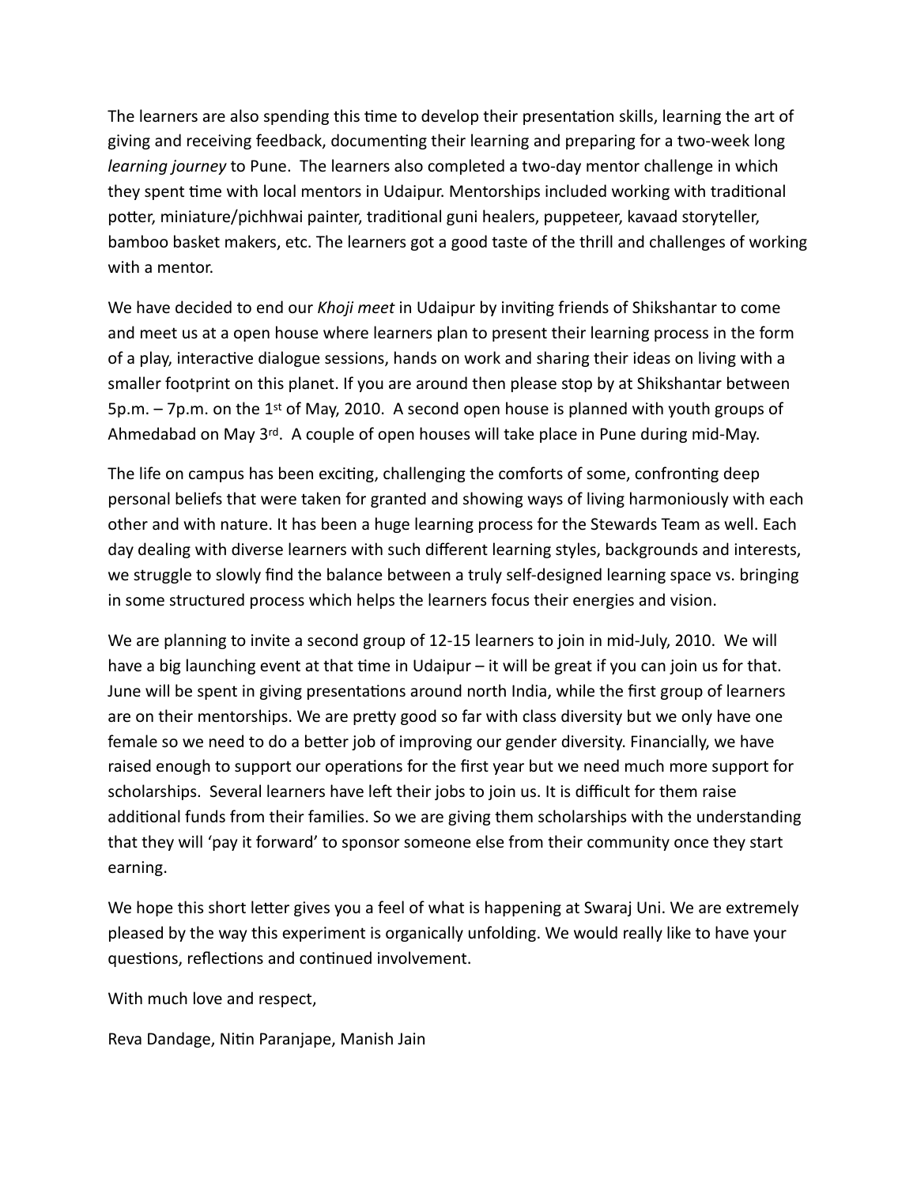The learners are also spending this time to develop their presentation skills, learning the art of giving and receiving feedback, documenting their learning and preparing for a two-week long *learning journey* to Pune. The learners also completed a two-day mentor challenge in which they spent time with local mentors in Udaipur. Mentorships included working with traditional potter, miniature/pichhwai painter, traditional guni healers, puppeteer, kavaad storyteller, bamboo basket makers, etc. The learners got a good taste of the thrill and challenges of working with a mentor.

We have decided to end our *Khoji meet* in Udaipur by inviting friends of Shikshantar to come and meet us at a open house where learners plan to present their learning process in the form of a play, interactive dialogue sessions, hands on work and sharing their ideas on living with a smaller footprint on this planet. If you are around then please stop by at Shikshantar between 5p.m. – 7p.m. on the 1st of May, 2010. A second open house is planned with youth groups of Ahmedabad on May 3rd. A couple of open houses will take place in Pune during mid-May.

The life on campus has been exciting, challenging the comforts of some, confronting deep personal beliefs that were taken for granted and showing ways of living harmoniously with each other and with nature. It has been a huge learning process for the Stewards Team as well. Each day dealing with diverse learners with such different learning styles, backgrounds and interests, we struggle to slowly find the balance between a truly self-designed learning space vs. bringing in some structured process which helps the learners focus their energies and vision.

We are planning to invite a second group of 12-15 learners to join in mid-July, 2010. We will have a big launching event at that time in Udaipur – it will be great if you can join us for that. June will be spent in giving presentations around north India, while the first group of learners are on their mentorships. We are pretty good so far with class diversity but we only have one female so we need to do a better job of improving our gender diversity. Financially, we have raised enough to support our operations for the first year but we need much more support for scholarships. Several learners have left their jobs to join us. It is difficult for them raise additional funds from their families. So we are giving them scholarships with the understanding that they will 'pay it forward' to sponsor someone else from their community once they start earning.

We hope this short letter gives you a feel of what is happening at Swaraj Uni. We are extremely pleased by the way this experiment is organically unfolding. We would really like to have your questions, reflections and continued involvement.

With much love and respect,

Reva Dandage, Nitin Paranjape, Manish Jain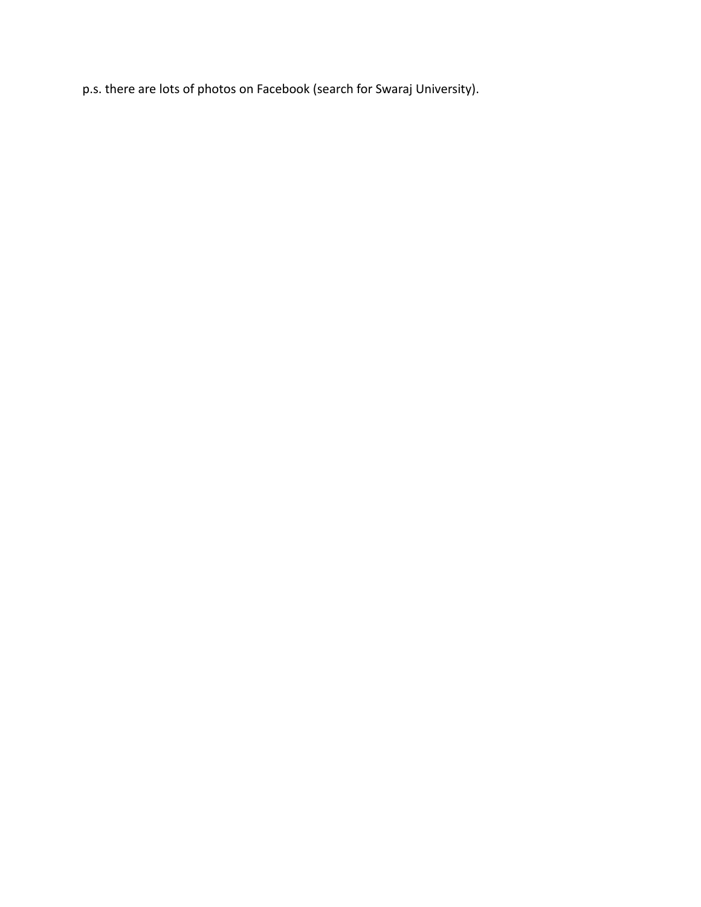p.s. there are lots of photos on Facebook (search for Swaraj University).